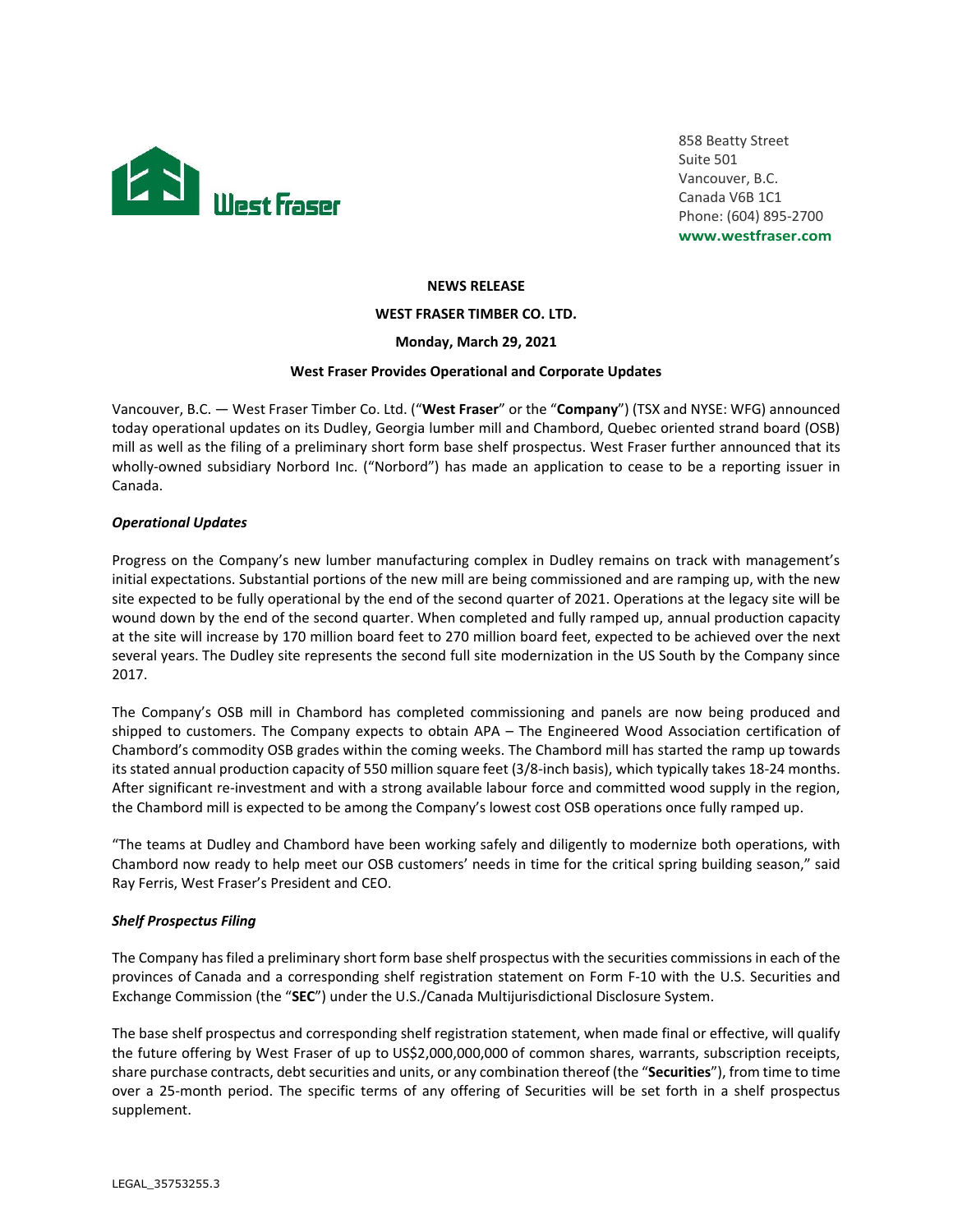West Fraser

858 Beatty Street
Suite 501
Vancouver, B.C.
Canada V6B 1C1
Phone: (604) 895-2700
**www.westfraser.com**

**NEWS RELEASE**

**WEST FRASER TIMBER CO. LTD.**

**Monday, March 29, 2021**

**West Fraser Provides Operational and Corporate Updates**

Vancouver, B.C. — West Fraser Timber Co. Ltd. ("**West Fraser**" or the "**Company**") (TSX and NYSE: WFG) announced today operational updates on its Dudley, Georgia lumber mill and Chambord, Quebec oriented strand board (OSB) mill as well as the filing of a preliminary short form base shelf prospectus. West Fraser further announced that its wholly-owned subsidiary Norbord Inc. ("Norbord") has made an application to cease to be a reporting issuer in Canada.

***Operational Updates***

Progress on the Company's new lumber manufacturing complex in Dudley remains on track with management's initial expectations. Substantial portions of the new mill are being commissioned and are ramping up, with the new site expected to be fully operational by the end of the second quarter of 2021. Operations at the legacy site will be wound down by the end of the second quarter. When completed and fully ramped up, annual production capacity at the site will increase by 170 million board feet to 270 million board feet, expected to be achieved over the next several years. The Dudley site represents the second full site modernization in the US South by the Company since 2017.

The Company's OSB mill in Chambord has completed commissioning and panels are now being produced and shipped to customers. The Company expects to obtain APA – The Engineered Wood Association certification of Chambord's commodity OSB grades within the coming weeks. The Chambord mill has started the ramp up towards its stated annual production capacity of 550 million square feet (3/8-inch basis), which typically takes 18-24 months. After significant re-investment and with a strong available labour force and committed wood supply in the region, the Chambord mill is expected to be among the Company's lowest cost OSB operations once fully ramped up.

"The teams at Dudley and Chambord have been working safely and diligently to modernize both operations, with Chambord now ready to help meet our OSB customers' needs in time for the critical spring building season," said Ray Ferris, West Fraser's President and CEO.

***Shelf Prospectus Filing***

The Company has filed a preliminary short form base shelf prospectus with the securities commissions in each of the provinces of Canada and a corresponding shelf registration statement on Form F-10 with the U.S. Securities and Exchange Commission (the "**SEC**") under the U.S./Canada Multijurisdictional Disclosure System.

The base shelf prospectus and corresponding shelf registration statement, when made final or effective, will qualify the future offering by West Fraser of up to US$2,000,000,000 of common shares, warrants, subscription receipts, share purchase contracts, debt securities and units, or any combination thereof (the "**Securities**"), from time to time over a 25-month period. The specific terms of any offering of Securities will be set forth in a shelf prospectus supplement.

LEGAL_35753255.3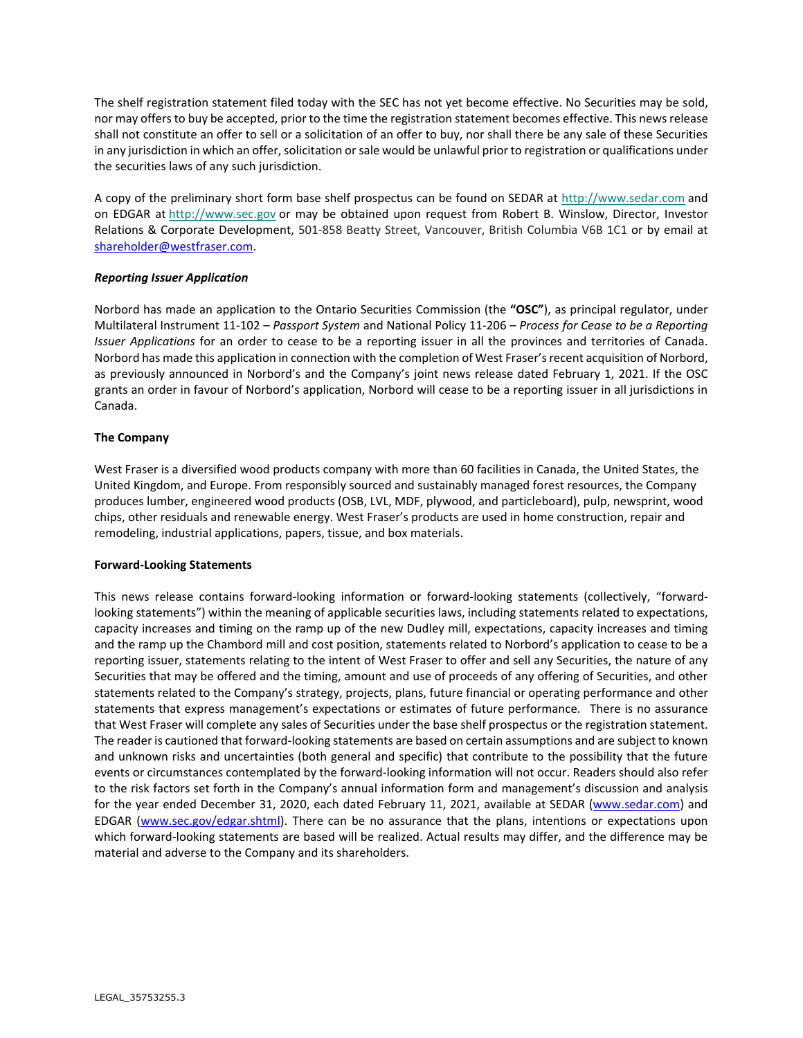The shelf registration statement filed today with the SEC has not yet become effective. No Securities may be sold, nor may offers to buy be accepted, prior to the time the registration statement becomes effective. This news release shall not constitute an offer to sell or a solicitation of an offer to buy, nor shall there be any sale of these Securities in any jurisdiction in which an offer, solicitation or sale would be unlawful prior to registration or qualifications under the securities laws of any such jurisdiction.

A copy of the preliminary short form base shelf prospectus can be found on SEDAR at http://www.sedar.com and on EDGAR at http://www.sec.gov or may be obtained upon request from Robert B. Winslow, Director, Investor Relations & Corporate Development, 501-858 Beatty Street, Vancouver, British Columbia V6B 1C1 or by email at shareholder@westfraser.com.

***Reporting Issuer Application***

Norbord has made an application to the Ontario Securities Commission (the **"OSC"**), as principal regulator, under Multilateral Instrument 11-102 – *Passport System* and National Policy 11-206 – *Process for Cease to be a Reporting Issuer Applications* for an order to cease to be a reporting issuer in all the provinces and territories of Canada. Norbord has made this application in connection with the completion of West Fraser's recent acquisition of Norbord, as previously announced in Norbord's and the Company's joint news release dated February 1, 2021. If the OSC grants an order in favour of Norbord's application, Norbord will cease to be a reporting issuer in all jurisdictions in Canada.

**The Company**

West Fraser is a diversified wood products company with more than 60 facilities in Canada, the United States, the United Kingdom, and Europe. From responsibly sourced and sustainably managed forest resources, the Company produces lumber, engineered wood products (OSB, LVL, MDF, plywood, and particleboard), pulp, newsprint, wood chips, other residuals and renewable energy. West Fraser's products are used in home construction, repair and remodeling, industrial applications, papers, tissue, and box materials.

**Forward-Looking Statements**

This news release contains forward-looking information or forward-looking statements (collectively, "forward-looking statements") within the meaning of applicable securities laws, including statements related to expectations, capacity increases and timing on the ramp up of the new Dudley mill, expectations, capacity increases and timing and the ramp up the Chambord mill and cost position, statements related to Norbord's application to cease to be a reporting issuer, statements relating to the intent of West Fraser to offer and sell any Securities, the nature of any Securities that may be offered and the timing, amount and use of proceeds of any offering of Securities, and other statements related to the Company's strategy, projects, plans, future financial or operating performance and other statements that express management's expectations or estimates of future performance. There is no assurance that West Fraser will complete any sales of Securities under the base shelf prospectus or the registration statement. The reader is cautioned that forward-looking statements are based on certain assumptions and are subject to known and unknown risks and uncertainties (both general and specific) that contribute to the possibility that the future events or circumstances contemplated by the forward-looking information will not occur. Readers should also refer to the risk factors set forth in the Company's annual information form and management's discussion and analysis for the year ended December 31, 2020, each dated February 11, 2021, available at SEDAR (www.sedar.com) and EDGAR (www.sec.gov/edgar.shtml). There can be no assurance that the plans, intentions or expectations upon which forward-looking statements are based will be realized. Actual results may differ, and the difference may be material and adverse to the Company and its shareholders.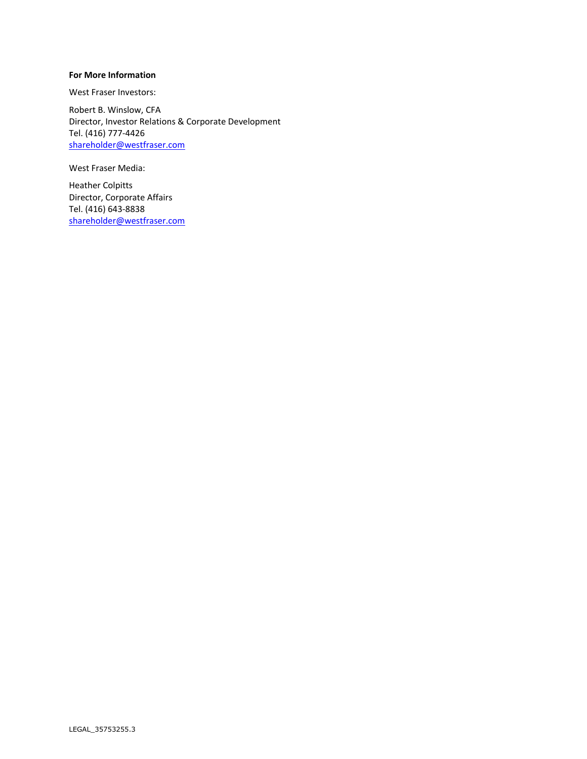**For More Information**

West Fraser Investors:

Robert B. Winslow, CFA
Director, Investor Relations & Corporate Development
Tel. (416) 777-4426
shareholder@westfraser.com

West Fraser Media:

Heather Colpitts
Director, Corporate Affairs
Tel. (416) 643-8838
shareholder@westfraser.com

LEGAL_35753255.3